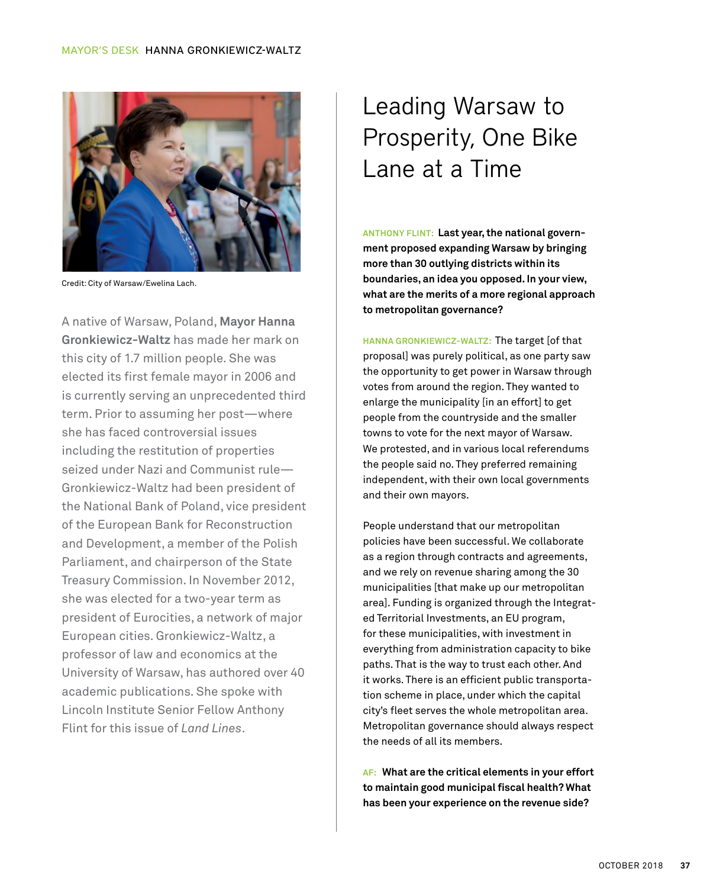# Leading Warsaw to Prosperity, One Bike Lane at a Time

Credit: City of Warsaw/Ewelina Lach.

A native of Warsaw, Poland, **Mayor Hanna Gronkiewicz-Waltz** has made her mark on this city of 1.7 million people. She was elected its first female mayor in 2006 and is currently serving an unprecedented third term. Prior to assuming her post—where she has faced controversial issues including the restitution of properties seized under Nazi and Communist rule—Gronkiewicz-Waltz had been president of the National Bank of Poland, vice president of the European Bank for Reconstruction and Development, a member of the Polish Parliament, and chairperson of the State Treasury Commission. In November 2012, she was elected for a two-year term as president of Eurocities, a network of major European cities. Gronkiewicz-Waltz, a professor of law and economics at the University of Warsaw, has authored over 40 academic publications. She spoke with Lincoln Institute Senior Fellow Anthony Flint for this issue of *Land Lines*.

ANTHONY FLINT: **Last year, the national government proposed expanding Warsaw by bringing more than 30 outlying districts within its boundaries, an idea you opposed. In your view, what are the merits of a more regional approach to metropolitan governance?**

HANNA GRONKIEWICZ-WALTZ: The target [of that proposal] was purely political, as one party saw the opportunity to get power in Warsaw through votes from around the region. They wanted to enlarge the municipality [in an effort] to get people from the countryside and the smaller towns to vote for the next mayor of Warsaw. We protested, and in various local referendums the people said no. They preferred remaining independent, with their own local governments and their own mayors.

People understand that our metropolitan policies have been successful. We collaborate as a region through contracts and agreements, and we rely on revenue sharing among the 30 municipalities [that make up our metropolitan area]. Funding is organized through the Integrated Territorial Investments, an EU program, for these municipalities, with investment in everything from administration capacity to bike paths. That is the way to trust each other. And it works. There is an efficient public transportation scheme in place, under which the capital city's fleet serves the whole metropolitan area. Metropolitan governance should always respect the needs of all its members.

AF: **What are the critical elements in your effort to maintain good municipal fiscal health? What has been your experience on the revenue side?**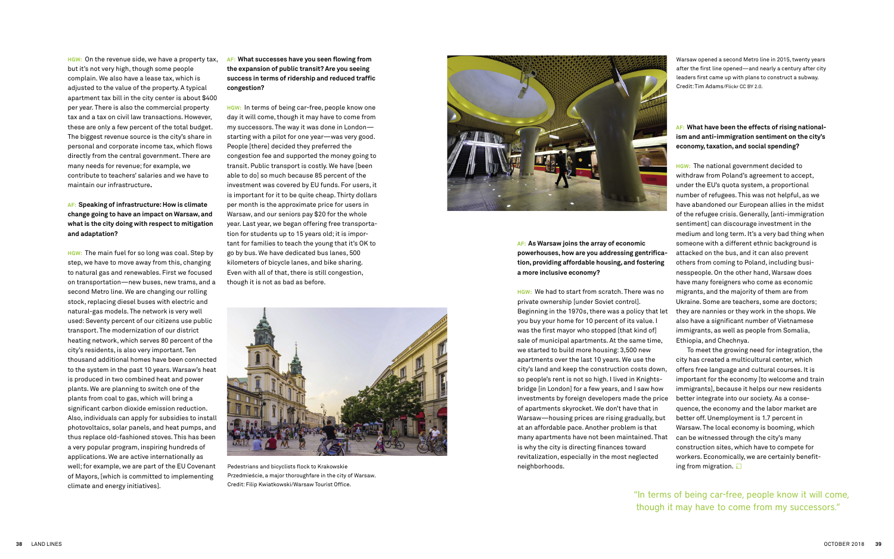**HGW:** On the revenue side, we have a property tax, but it's not very high, though some people complain. We also have a lease tax, which is adjusted to the value of the property. A typical apartment tax bill in the city center is about $400 per year. There is also the commercial property tax and a tax on civil law transactions. However, these are only a few percent of the total budget. The biggest revenue source is the city's share in personal and corporate income tax, which flows directly from the central government. There are many needs for revenue; for example, we contribute to teachers' salaries and we have to maintain our infrastructure**.**

**AF: Speaking of infrastructure: How is climate change going to have an impact on Warsaw, and what is the city doing with respect to mitigation and adaptation?**

**HGW:** The main fuel for so long was coal. Step by step, we have to move away from this, changing to natural gas and renewables. First we focused on transportation—new buses, new trams, and a second Metro line. We are changing our rolling stock, replacing diesel buses with electric and natural-gas models. The network is very well used: Seventy percent of our citizens use public transport. The modernization of our district heating network, which serves 80 percent of the city's residents, is also very important. Ten thousand additional homes have been connected to the system in the past 10 years. Warsaw's heat is produced in two combined heat and power plants. We are planning to switch one of the plants from coal to gas, which will bring a significant carbon dioxide emission reduction. Also, individuals can apply for subsidies to install photovoltaics, solar panels, and heat pumps, and thus replace old-fashioned stoves. This has been a very popular program, inspiring hundreds of applications. We are active internationally as well; for example, we are part of the EU Covenant of Mayors, [which is committed to implementing climate and energy initiatives].

**AF: What successes have you seen flowing from the expansion of public transit? Are you seeing success in terms of ridership and reduced traffic congestion?**

**HGW:** In terms of being car-free, people know one day it will come, though it may have to come from my successors. The way it was done in London—starting with a pilot for one year—was very good. People [there] decided they preferred the congestion fee and supported the money going to transit. Public transport is costly. We have [been able to do] so much because 85 percent of the investment was covered by EU funds. For users, it is important for it to be quite cheap. Thirty dollars per month is the approximate price for users in Warsaw, and our seniors pay $20 for the whole year. Last year, we began offering free transportation for students up to 15 years old; it is important for families to teach the young that it's OK to go by bus. We have dedicated bus lanes, 500 kilometers of bicycle lanes, and bike sharing. Even with all of that, there is still congestion, though it is not as bad as before.

Pedestrians and bicyclists flock to Krakowskie Przedmieście, a major thoroughfare in the city of Warsaw. Credit: Filip Kwiatkowski/Warsaw Tourist Office.

Warsaw opened a second Metro line in 2015, twenty years after the first line opened—and nearly a century after city leaders first came up with plans to construct a subway. Credit: Tim Adams/Flickr CC BY 2.0.

**AF: As Warsaw joins the array of economic powerhouses, how are you addressing gentrification, providing affordable housing, and fostering a more inclusive economy?**

**HGW:** We had to start from scratch. There was no private ownership [under Soviet control]. Beginning in the 1970s, there was a policy that let you buy your home for 10 percent of its value. I was the first mayor who stopped [that kind of] sale of municipal apartments. At the same time, we started to build more housing: 3,500 new apartments over the last 10 years. We use the city's land and keep the construction costs down, so people's rent is not so high. I lived in Knightsbridge [in London] for a few years, and I saw how investments by foreign developers made the price of apartments skyrocket. We don't have that in Warsaw—housing prices are rising gradually, but at an affordable pace. Another problem is that many apartments have not been maintained. That is why the city is directing finances toward revitalization, especially in the most neglected neighborhoods.

**AF: What have been the effects of rising nationalism and anti-immigration sentiment on the city's economy, taxation, and social spending?**

**HGW:** The national government decided to withdraw from Poland's agreement to accept, under the EU's quota system, a proportional number of refugees. This was not helpful, as we have abandoned our European allies in the midst of the refugee crisis. Generally, [anti-immigration sentiment] can discourage investment in the medium and long term. It's a very bad thing when someone with a different ethnic background is attacked on the bus, and it can also prevent others from coming to Poland, including businesspeople. On the other hand, Warsaw does have many foreigners who come as economic migrants, and the majority of them are from Ukraine. Some are teachers, some are doctors; they are nannies or they work in the shops. We also have a significant number of Vietnamese immigrants, as well as people from Somalia, Ethiopia, and Chechnya.

To meet the growing need for integration, the city has created a multicultural center, which offers free language and cultural courses. It is important for the economy [to welcome and train immigrants], because it helps our new residents better integrate into our society. As a consequence, the economy and the labor market are better off. Unemployment is 1.7 percent in Warsaw. The local economy is booming, which can be witnessed through the city's many construction sites, which have to compete for workers. Economically, we are certainly benefiting from migration.

"In terms of being car-free, people know it will come, though it may have to come from my successors."